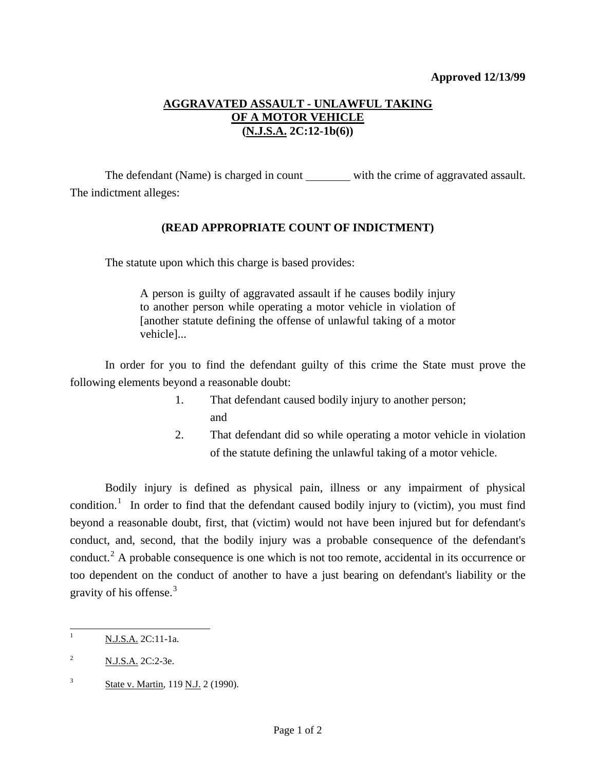**Approved 12/13/99**

# AGGRAVATED ASSAULT - UNLAWFUL TAKING OF A MOTOR VEHICLE (N.J.S.A. 2C:12-1b(6))

The defendant (Name) is charged in count ________ with the crime of aggravated assault. The indictment alleges:

**(READ APPROPRIATE COUNT OF INDICTMENT)**

The statute upon which this charge is based provides:

> A person is guilty of aggravated assault if he causes bodily injury to another person while operating a motor vehicle in violation of [another statute defining the offense of unlawful taking of a motor vehicle]...

In order for you to find the defendant guilty of this crime the State must prove the following elements beyond a reasonable doubt:

1. That defendant caused bodily injury to another person; and
2. That defendant did so while operating a motor vehicle in violation of the statute defining the unlawful taking of a motor vehicle.

Bodily injury is defined as physical pain, illness or any impairment of physical condition.[1] In order to find that the defendant caused bodily injury to (victim), you must find beyond a reasonable doubt, first, that (victim) would not have been injured but for defendant's conduct, and, second, that the bodily injury was a probable consequence of the defendant's conduct.[2] A probable consequence is one which is not too remote, accidental in its occurrence or too dependent on the conduct of another to have a just bearing on defendant's liability or the gravity of his offense.[3]

---

[1] N.J.S.A. 2C:11-1a.

[2] N.J.S.A. 2C:2-3e.

[3] State v. Martin, 119 N.J. 2 (1990).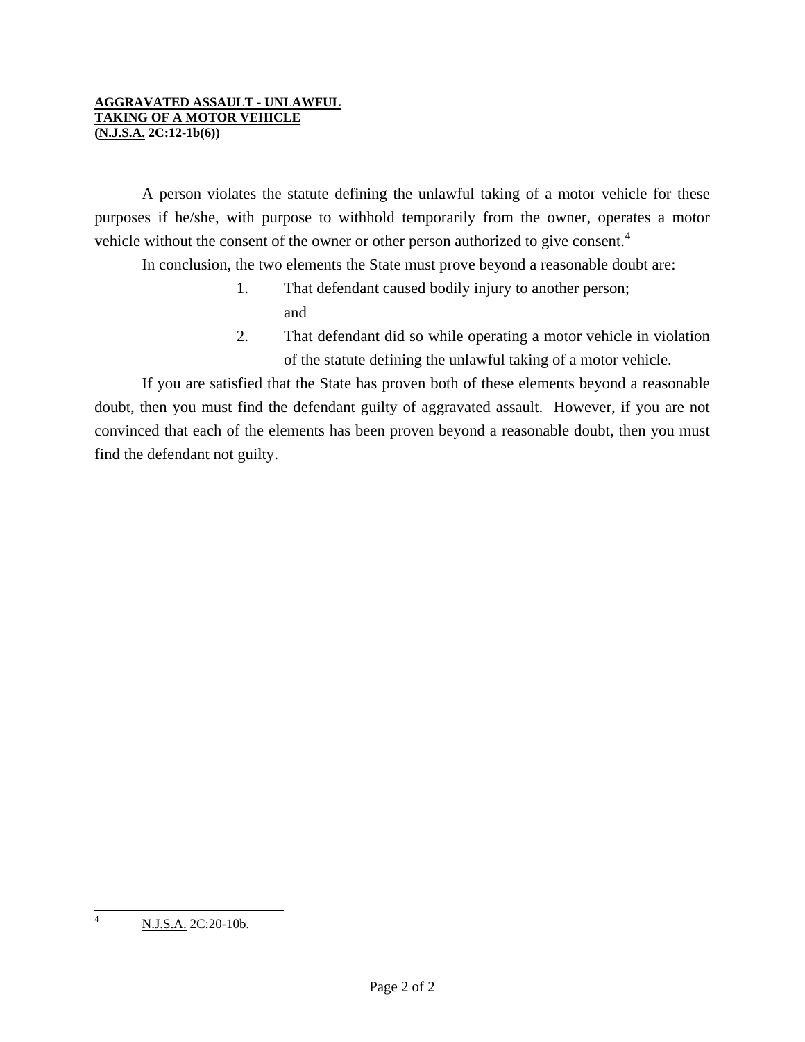**AGGRAVATED ASSAULT - UNLAWFUL TAKING OF A MOTOR VEHICLE (N.J.S.A. 2C:12-1b(6))**

A person violates the statute defining the unlawful taking of a motor vehicle for these purposes if he/she, with purpose to withhold temporarily from the owner, operates a motor vehicle without the consent of the owner or other person authorized to give consent.[4]

In conclusion, the two elements the State must prove beyond a reasonable doubt are:

1. That defendant caused bodily injury to another person; and
2. That defendant did so while operating a motor vehicle in violation of the statute defining the unlawful taking of a motor vehicle.

If you are satisfied that the State has proven both of these elements beyond a reasonable doubt, then you must find the defendant guilty of aggravated assault. However, if you are not convinced that each of the elements has been proven beyond a reasonable doubt, then you must find the defendant not guilty.

---

[4] N.J.S.A. 2C:20-10b.